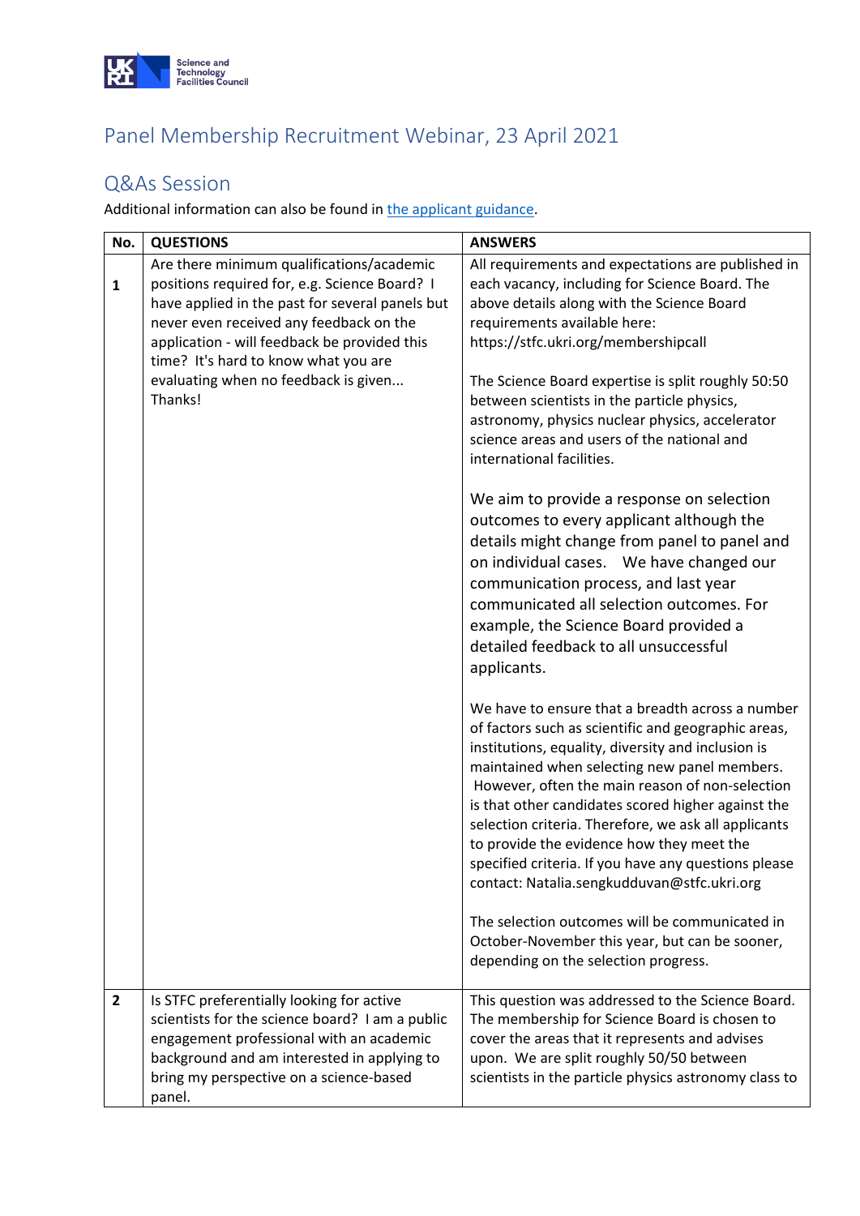# Panel Membership Recruitment Webinar, 23 April 2021

## Q&As Session

Additional information can also be found in the applicant guidance.

| No. | QUESTIONS | ANSWERS |
|---|---|---|
| 1 | Are there minimum qualifications/academic positions required for, e.g. Science Board? I have applied in the past for several panels but never even received any feedback on the application - will feedback be provided this time? It's hard to know what you are evaluating when no feedback is given... Thanks! | All requirements and expectations are published in each vacancy, including for Science Board. The above details along with the Science Board requirements available here: https://stfc.ukri.org/membershipcall<br><br>The Science Board expertise is split roughly 50:50 between scientists in the particle physics, astronomy, physics nuclear physics, accelerator science areas and users of the national and international facilities.<br><br>We aim to provide a response on selection outcomes to every applicant although the details might change from panel to panel and on individual cases. We have changed our communication process, and last year communicated all selection outcomes. For example, the Science Board provided a detailed feedback to all unsuccessful applicants.<br><br>We have to ensure that a breadth across a number of factors such as scientific and geographic areas, institutions, equality, diversity and inclusion is maintained when selecting new panel members. However, often the main reason of non-selection is that other candidates scored higher against the selection criteria. Therefore, we ask all applicants to provide the evidence how they meet the specified criteria. If you have any questions please contact: Natalia.sengkudduvan@stfc.ukri.org<br><br>The selection outcomes will be communicated in October-November this year, but can be sooner, depending on the selection progress. |
| 2 | Is STFC preferentially looking for active scientists for the science board? I am a public engagement professional with an academic background and am interested in applying to bring my perspective on a science-based panel. | This question was addressed to the Science Board. The membership for Science Board is chosen to cover the areas that it represents and advises upon. We are split roughly 50/50 between scientists in the particle physics astronomy class to |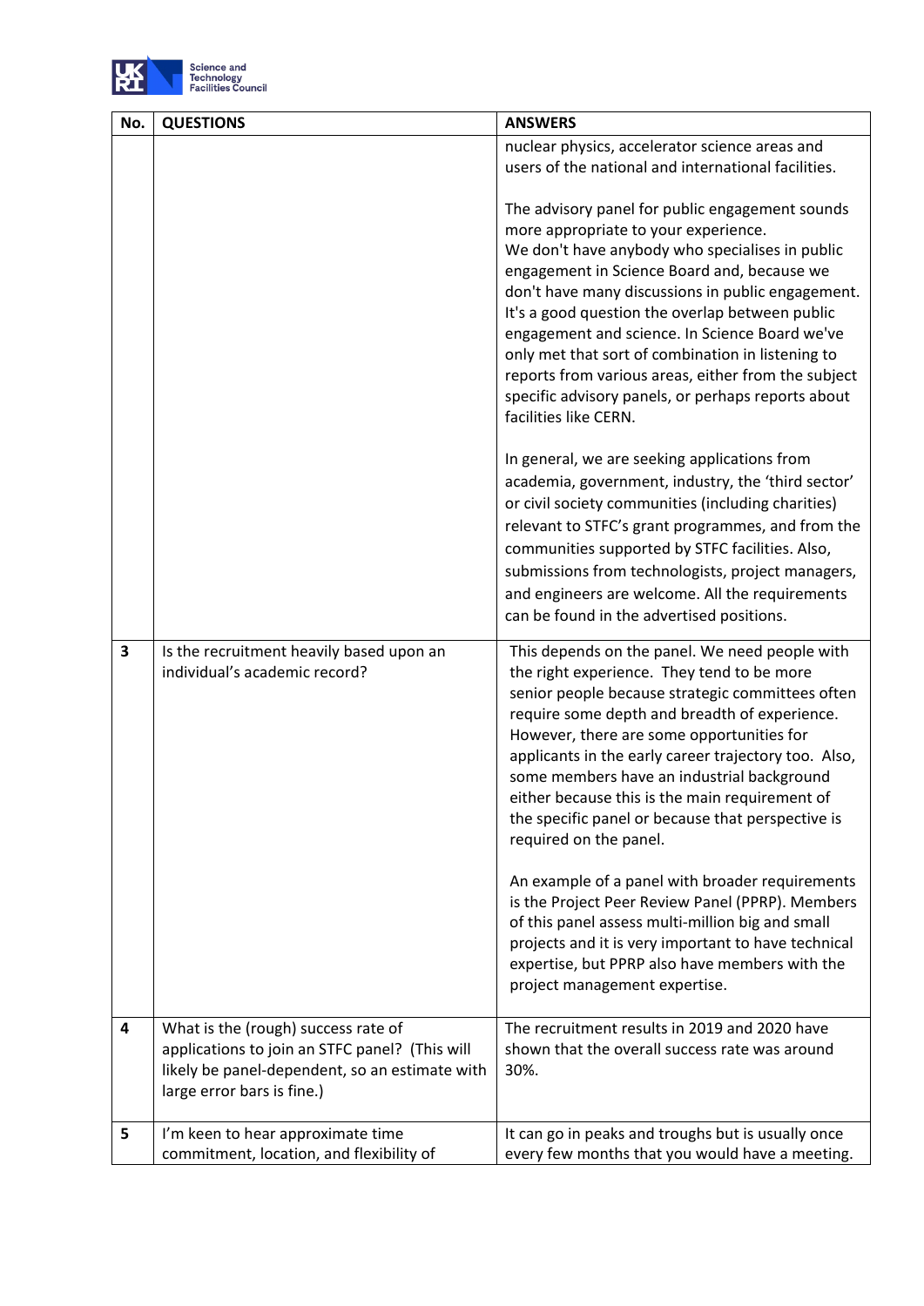| No. | QUESTIONS | ANSWERS |
|---|---|---|
| | | nuclear physics, accelerator science areas and users of the national and international facilities.<br><br>The advisory panel for public engagement sounds more appropriate to your experience.<br>We don't have anybody who specialises in public engagement in Science Board and, because we don't have many discussions in public engagement. It's a good question the overlap between public engagement and science. In Science Board we've only met that sort of combination in listening to reports from various areas, either from the subject specific advisory panels, or perhaps reports about facilities like CERN.<br><br>In general, we are seeking applications from academia, government, industry, the 'third sector' or civil society communities (including charities) relevant to STFC's grant programmes, and from the communities supported by STFC facilities. Also, submissions from technologists, project managers, and engineers are welcome. All the requirements can be found in the advertised positions. |
| 3 | Is the recruitment heavily based upon an individual's academic record? | This depends on the panel. We need people with the right experience. They tend to be more senior people because strategic committees often require some depth and breadth of experience. However, there are some opportunities for applicants in the early career trajectory too. Also, some members have an industrial background either because this is the main requirement of the specific panel or because that perspective is required on the panel.<br><br>An example of a panel with broader requirements is the Project Peer Review Panel (PPRP). Members of this panel assess multi-million big and small projects and it is very important to have technical expertise, but PPRP also have members with the project management expertise. |
| 4 | What is the (rough) success rate of applications to join an STFC panel? (This will likely be panel-dependent, so an estimate with large error bars is fine.) | The recruitment results in 2019 and 2020 have shown that the overall success rate was around 30%. |
| 5 | I'm keen to hear approximate time commitment, location, and flexibility of | It can go in peaks and troughs but is usually once every few months that you would have a meeting. |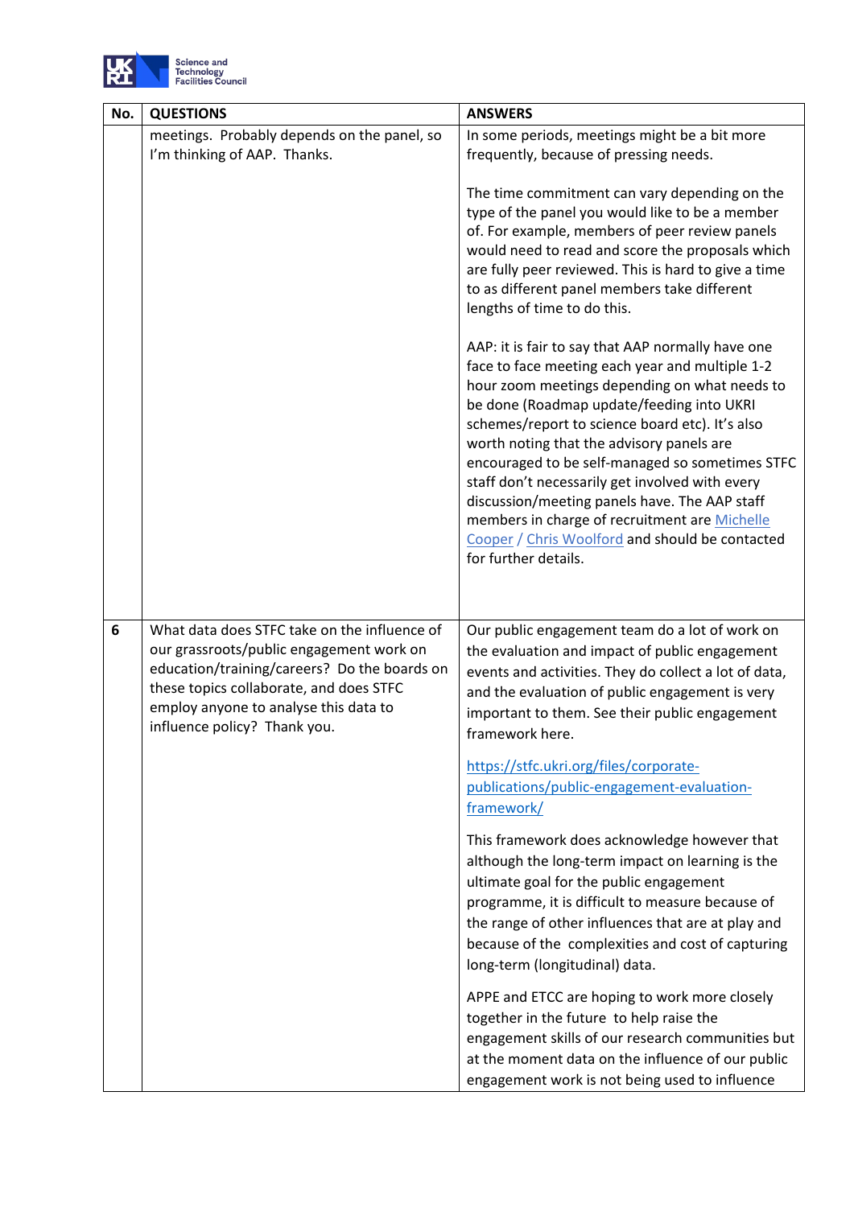| No. | QUESTIONS | ANSWERS |
|---|---|---|
| | meetings. Probably depends on the panel, so I'm thinking of AAP. Thanks. | In some periods, meetings might be a bit more frequently, because of pressing needs.<br><br>The time commitment can vary depending on the type of the panel you would like to be a member of. For example, members of peer review panels would need to read and score the proposals which are fully peer reviewed. This is hard to give a time to as different panel members take different lengths of time to do this.<br><br>AAP: it is fair to say that AAP normally have one face to face meeting each year and multiple 1-2 hour zoom meetings depending on what needs to be done (Roadmap update/feeding into UKRI schemes/report to science board etc). It's also worth noting that the advisory panels are encouraged to be self-managed so sometimes STFC staff don't necessarily get involved with every discussion/meeting panels have. The AAP staff members in charge of recruitment are Michelle Cooper / Chris Woolford and should be contacted for further details. |
| 6 | What data does STFC take on the influence of our grassroots/public engagement work on education/training/careers? Do the boards on these topics collaborate, and does STFC employ anyone to analyse this data to influence policy? Thank you. | Our public engagement team do a lot of work on the evaluation and impact of public engagement events and activities. They do collect a lot of data, and the evaluation of public engagement is very important to them. See their public engagement framework here.<br><br>https://stfc.ukri.org/files/corporate-publications/public-engagement-evaluation-framework/<br><br>This framework does acknowledge however that although the long-term impact on learning is the ultimate goal for the public engagement programme, it is difficult to measure because of the range of other influences that are at play and because of the complexities and cost of capturing long-term (longitudinal) data.<br><br>APPE and ETCC are hoping to work more closely together in the future to help raise the engagement skills of our research communities but at the moment data on the influence of our public engagement work is not being used to influence |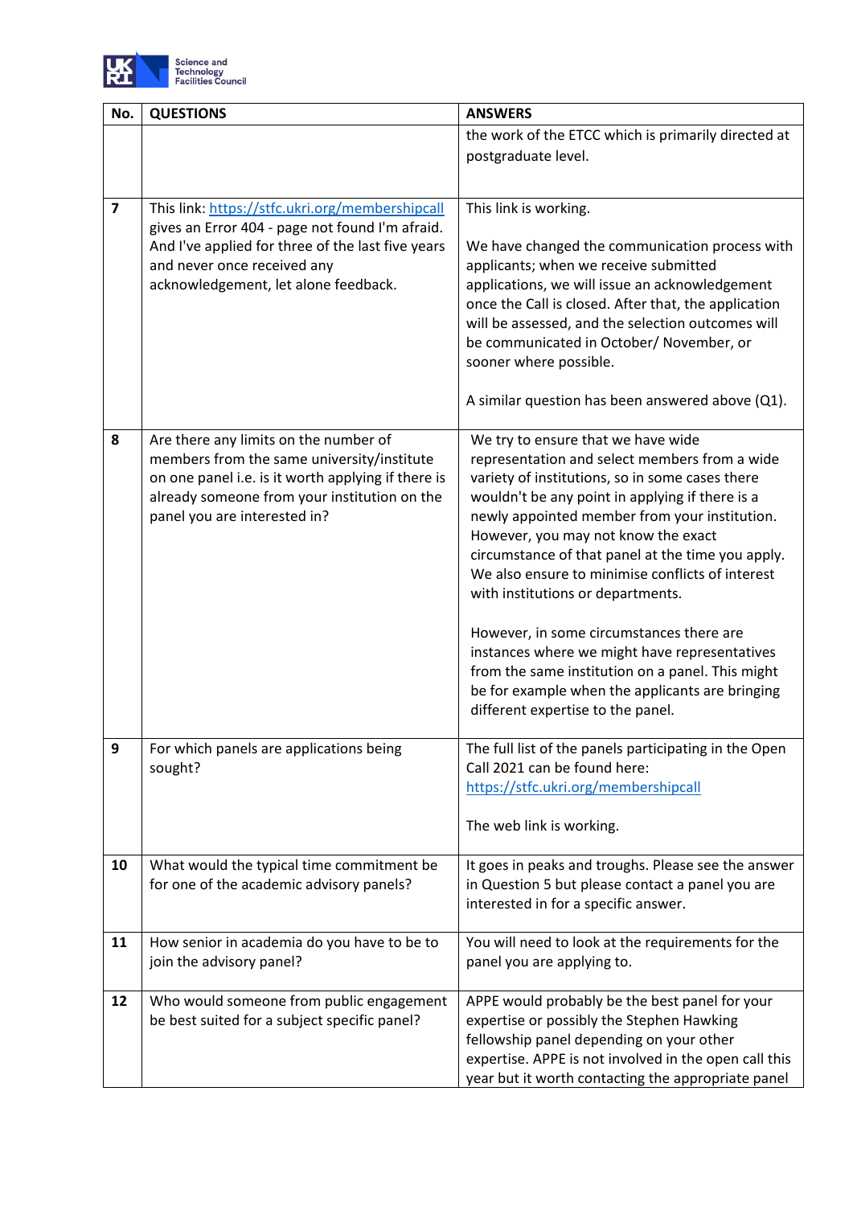| No. | QUESTIONS | ANSWERS |
|---|---|---|
| | | the work of the ETCC which is primarily directed at postgraduate level. |
| 7 | This link: https://stfc.ukri.org/membershipcall gives an Error 404 - page not found I'm afraid. And I've applied for three of the last five years and never once received any acknowledgement, let alone feedback. | This link is working.<br><br>We have changed the communication process with applicants; when we receive submitted applications, we will issue an acknowledgement once the Call is closed. After that, the application will be assessed, and the selection outcomes will be communicated in October/ November, or sooner where possible.<br><br>A similar question has been answered above (Q1). |
| 8 | Are there any limits on the number of members from the same university/institute on one panel i.e. is it worth applying if there is already someone from your institution on the panel you are interested in? | We try to ensure that we have wide representation and select members from a wide variety of institutions, so in some cases there wouldn't be any point in applying if there is a newly appointed member from your institution. However, you may not know the exact circumstance of that panel at the time you apply. We also ensure to minimise conflicts of interest with institutions or departments.<br><br>However, in some circumstances there are instances where we might have representatives from the same institution on a panel. This might be for example when the applicants are bringing different expertise to the panel. |
| 9 | For which panels are applications being sought? | The full list of the panels participating in the Open Call 2021 can be found here: https://stfc.ukri.org/membershipcall<br><br>The web link is working. |
| 10 | What would the typical time commitment be for one of the academic advisory panels? | It goes in peaks and troughs. Please see the answer in Question 5 but please contact a panel you are interested in for a specific answer. |
| 11 | How senior in academia do you have to be to join the advisory panel? | You will need to look at the requirements for the panel you are applying to. |
| 12 | Who would someone from public engagement be best suited for a subject specific panel? | APPE would probably be the best panel for your expertise or possibly the Stephen Hawking fellowship panel depending on your other expertise. APPE is not involved in the open call this year but it worth contacting the appropriate panel |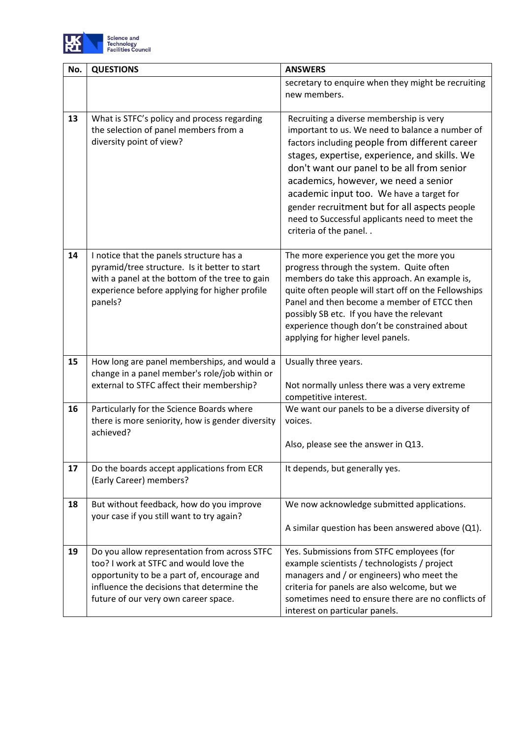| No. | QUESTIONS | ANSWERS |
|---|---|---|
| | | secretary to enquire when they might be recruiting new members. |
| 13 | What is STFC's policy and process regarding the selection of panel members from a diversity point of view? | Recruiting a diverse membership is very important to us. We need to balance a number of factors including people from different career stages, expertise, experience, and skills. We don't want our panel to be all from senior academics, however, we need a senior academic input too. We have a target for gender recruitment but for all aspects people need to Successful applicants need to meet the criteria of the panel. . |
| 14 | I notice that the panels structure has a pyramid/tree structure. Is it better to start with a panel at the bottom of the tree to gain experience before applying for higher profile panels? | The more experience you get the more you progress through the system. Quite often members do take this approach. An example is, quite often people will start off on the Fellowships Panel and then become a member of ETCC then possibly SB etc. If you have the relevant experience though don't be constrained about applying for higher level panels. |
| 15 | How long are panel memberships, and would a change in a panel member's role/job within or external to STFC affect their membership? | Usually three years.<br><br>Not normally unless there was a very extreme competitive interest. |
| 16 | Particularly for the Science Boards where there is more seniority, how is gender diversity achieved? | We want our panels to be a diverse diversity of voices.<br><br>Also, please see the answer in Q13. |
| 17 | Do the boards accept applications from ECR (Early Career) members? | It depends, but generally yes. |
| 18 | But without feedback, how do you improve your case if you still want to try again? | We now acknowledge submitted applications.<br><br>A similar question has been answered above (Q1). |
| 19 | Do you allow representation from across STFC too? I work at STFC and would love the opportunity to be a part of, encourage and influence the decisions that determine the future of our very own career space. | Yes. Submissions from STFC employees (for example scientists / technologists / project managers and / or engineers) who meet the criteria for panels are also welcome, but we sometimes need to ensure there are no conflicts of interest on particular panels. |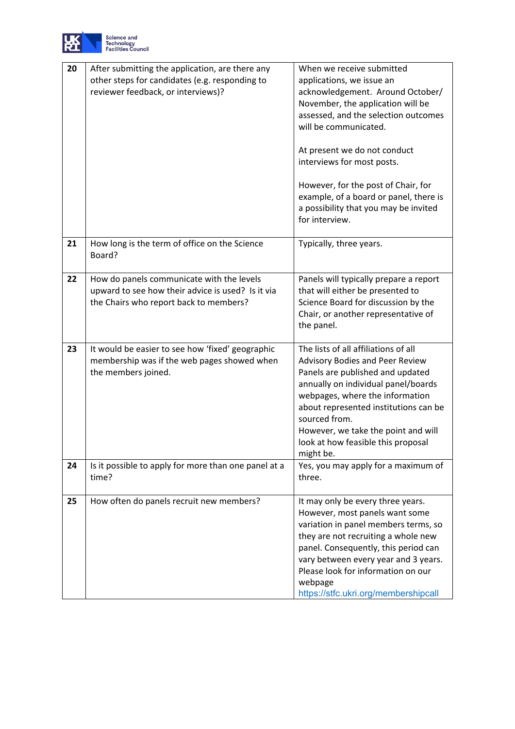| | | |
|---|---|---|
| 20 | After submitting the application, are there any other steps for candidates (e.g. responding to reviewer feedback, or interviews)? | When we receive submitted applications, we issue an acknowledgement. Around October/ November, the application will be assessed, and the selection outcomes will be communicated.<br><br>At present we do not conduct interviews for most posts.<br><br>However, for the post of Chair, for example, of a board or panel, there is a possibility that you may be invited for interview. |
| 21 | How long is the term of office on the Science Board? | Typically, three years. |
| 22 | How do panels communicate with the levels upward to see how their advice is used? Is it via the Chairs who report back to members? | Panels will typically prepare a report that will either be presented to Science Board for discussion by the Chair, or another representative of the panel. |
| 23 | It would be easier to see how 'fixed' geographic membership was if the web pages showed when the members joined. | The lists of all affiliations of all Advisory Bodies and Peer Review Panels are published and updated annually on individual panel/boards webpages, where the information about represented institutions can be sourced from.<br>However, we take the point and will look at how feasible this proposal might be. |
| 24 | Is it possible to apply for more than one panel at a time? | Yes, you may apply for a maximum of three. |
| 25 | How often do panels recruit new members? | It may only be every three years. However, most panels want some variation in panel members terms, so they are not recruiting a whole new panel. Consequently, this period can vary between every year and 3 years. Please look for information on our webpage https://stfc.ukri.org/membershipcall |